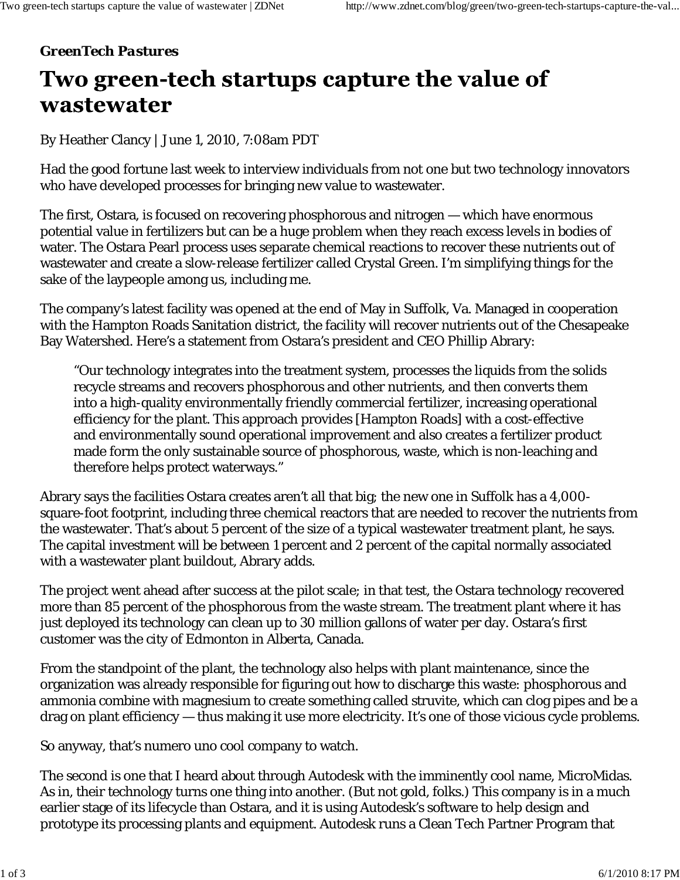*GreenTech Pastures*

# Two green-tech startups capture the value of wastewater

By Heather Clancy | June 1, 2010, 7:08am PDT

Had the good fortune last week to interview individuals from not one but two technology innovators who have developed processes for bringing new value to wastewater.

The first, Ostara, is focused on recovering phosphorous and nitrogen — which have enormous potential value in fertilizers but can be a huge problem when they reach excess levels in bodies of water. The Ostara Pearl process uses separate chemical reactions to recover these nutrients out of wastewater and create a slow-release fertilizer called Crystal Green. I'm simplifying things for the sake of the laypeople among us, including me.

The company's latest facility was opened at the end of May in Suffolk, Va. Managed in cooperation with the Hampton Roads Sanitation district, the facility will recover nutrients out of the Chesapeake Bay Watershed. Here's a statement from Ostara's president and CEO Phillip Abrary:

> "Our technology integrates into the treatment system, processes the liquids from the solids recycle streams and recovers phosphorous and other nutrients, and then converts them into a high-quality environmentally friendly commercial fertilizer, increasing operational efficiency for the plant. This approach provides [Hampton Roads] with a cost-effective and environmentally sound operational improvement and also creates a fertilizer product made form the only sustainable source of phosphorous, waste, which is non-leaching and therefore helps protect waterways."

Abrary says the facilities Ostara creates aren't all that big; the new one in Suffolk has a 4,000-square-foot footprint, including three chemical reactors that are needed to recover the nutrients from the wastewater. That's about 5 percent of the size of a typical wastewater treatment plant, he says. The capital investment will be between 1 percent and 2 percent of the capital normally associated with a wastewater plant buildout, Abrary adds.

The project went ahead after success at the pilot scale; in that test, the Ostara technology recovered more than 85 percent of the phosphorous from the waste stream. The treatment plant where it has just deployed its technology can clean up to 30 million gallons of water per day. Ostara's first customer was the city of Edmonton in Alberta, Canada.

From the standpoint of the plant, the technology also helps with plant maintenance, since the organization was already responsible for figuring out how to discharge this waste: phosphorous and ammonia combine with magnesium to create something called struvite, which can clog pipes and be a drag on plant efficiency — thus making it use more electricity. It's one of those vicious cycle problems.

So anyway, that's numero uno cool company to watch.

The second is one that I heard about through Autodesk with the imminently cool name, MicroMidas. As in, their technology turns one thing into another. (But not gold, folks.) This company is in a much earlier stage of its lifecycle than Ostara, and it is using Autodesk's software to help design and prototype its processing plants and equipment. Autodesk runs a Clean Tech Partner Program that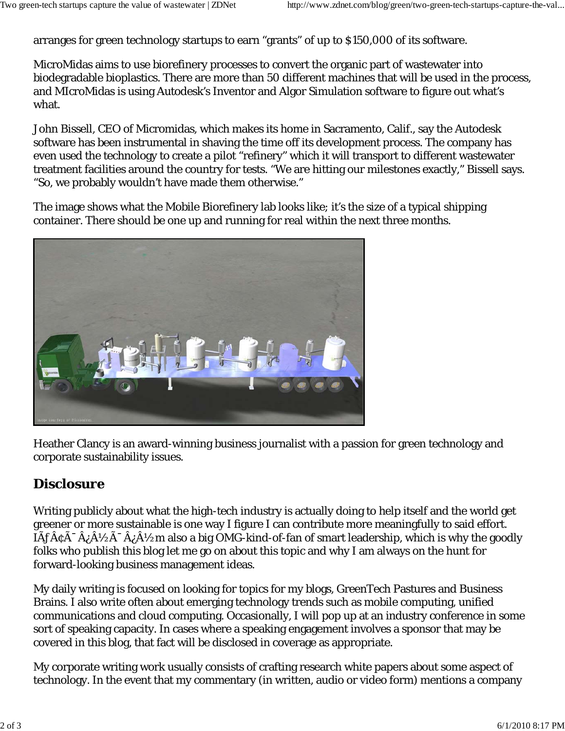arranges for green technology startups to earn “grants” of up to $150,000 of its software.

MicroMidas aims to use biorefinery processes to convert the organic part of wastewater into biodegradable bioplastics. There are more than 50 different machines that will be used in the process, and MIcroMidas is using Autodesk’s Inventor and Algor Simulation software to figure out what’s what.

John Bissell, CEO of Micromidas, which makes its home in Sacramento, Calif., say the Autodesk software has been instrumental in shaving the time off its development process. The company has even used the technology to create a pilot “refinery” which it will transport to different wastewater treatment facilities around the country for tests. “We are hitting our milestones exactly,” Bissell says. “So, we probably wouldn’t have made them otherwise.”

The image shows what the Mobile Biorefinery lab looks like; it’s the size of a typical shipping container. There should be one up and running for real within the next three months.

Heather Clancy is an award-winning business journalist with a passion for green technology and corporate sustainability issues.

## Disclosure

Writing publicly about what the high-tech industry is actually doing to help itself and the world get greener or more sustainable is one way I figure I can contribute more meaningfully to said effort. IÃƒÂ¢Ã¯Â¿Â½Ã¯Â¿Â½m also a big OMG-kind-of-fan of smart leadership, which is why the goodly folks who publish this blog let me go on about this topic and why I am always on the hunt for forward-looking business management ideas.

My daily writing is focused on looking for topics for my blogs, GreenTech Pastures and Business Brains. I also write often about emerging technology trends such as mobile computing, unified communications and cloud computing. Occasionally, I will pop up at an industry conference in some sort of speaking capacity. In cases where a speaking engagement involves a sponsor that may be covered in this blog, that fact will be disclosed in coverage as appropriate.

My corporate writing work usually consists of crafting research white papers about some aspect of technology. In the event that my commentary (in written, audio or video form) mentions a company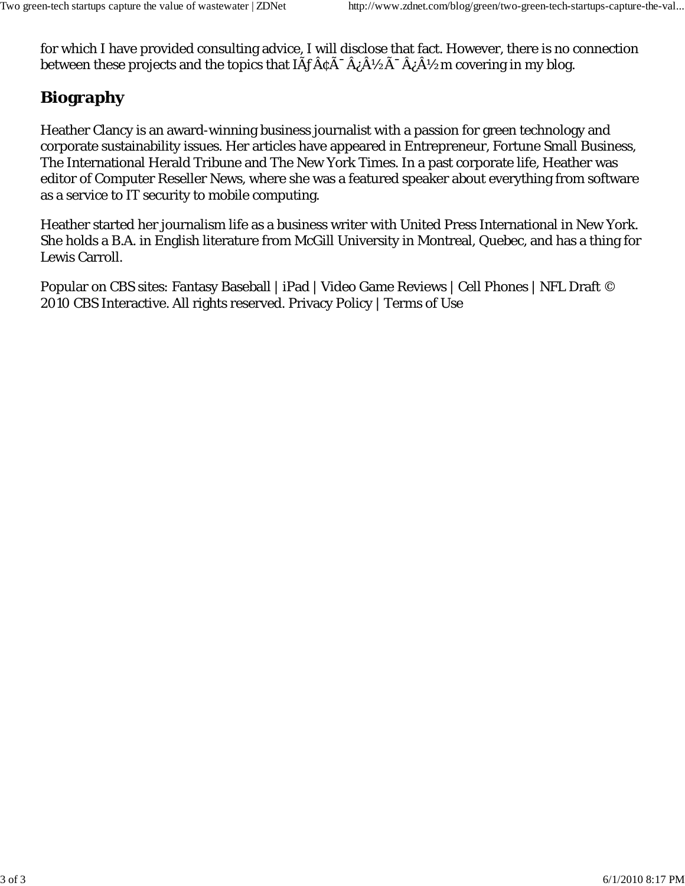for which I have provided consulting advice, I will disclose that fact. However, there is no connection between these projects and the topics that IÃƒÂ¢Ã¯Â¿Â½Ã¯Â¿Â½m covering in my blog.

## Biography

Heather Clancy is an award-winning business journalist with a passion for green technology and corporate sustainability issues. Her articles have appeared in Entrepreneur, Fortune Small Business, The International Herald Tribune and The New York Times. In a past corporate life, Heather was editor of Computer Reseller News, where she was a featured speaker about everything from software as a service to IT security to mobile computing.

Heather started her journalism life as a business writer with United Press International in New York. She holds a B.A. in English literature from McGill University in Montreal, Quebec, and has a thing for Lewis Carroll.

Popular on CBS sites: Fantasy Baseball | iPad | Video Game Reviews | Cell Phones | NFL Draft © 2010 CBS Interactive. All rights reserved. Privacy Policy | Terms of Use